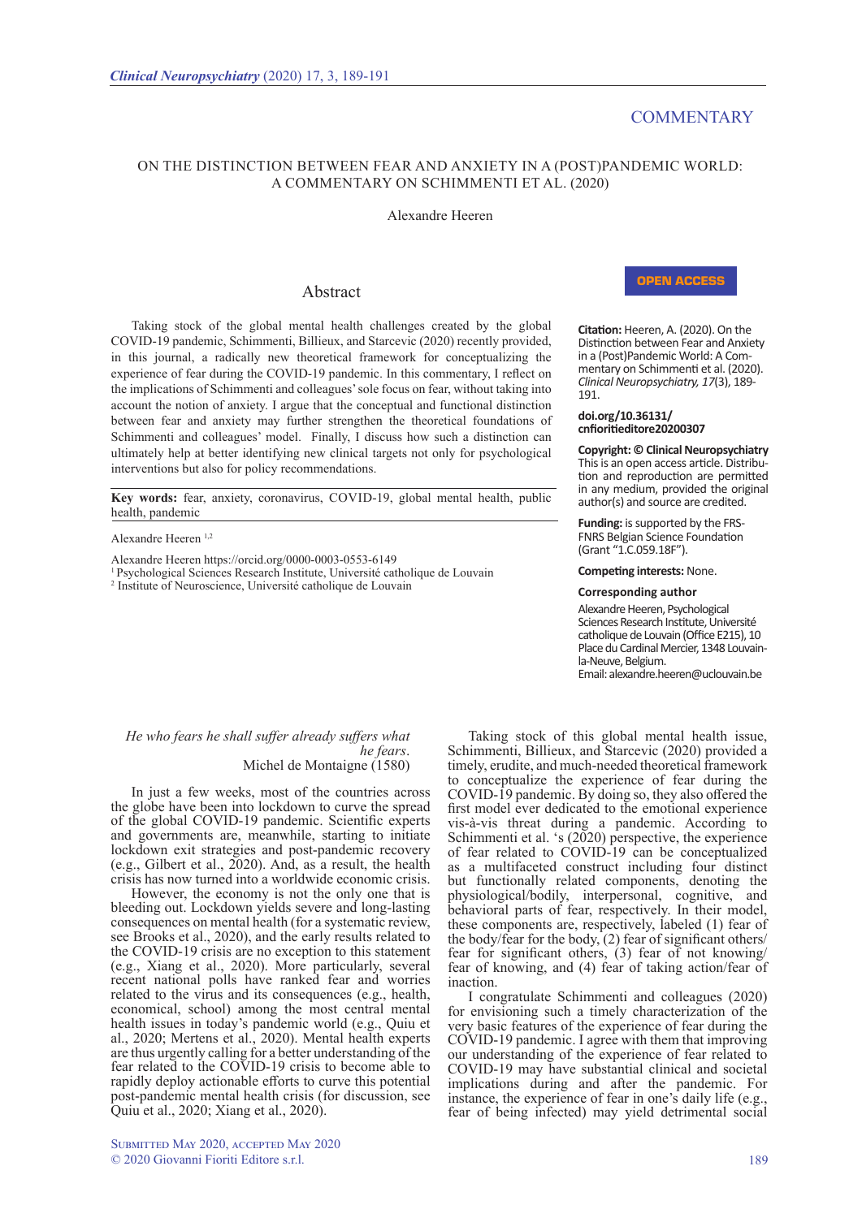COMMENTARY

# ON THE DISTINCTION BETWEEN FEAR AND ANXIETY IN A (POST)PANDEMIC WORLD: A COMMENTARY ON SCHIMMENTI ET AL. (2020)

Alexandre Heeren

OPEN ACCESS

## Abstract

Taking stock of the global mental health challenges created by the global COVID-19 pandemic, Schimmenti, Billieux, and Starcevic (2020) recently provided, in this journal, a radically new theoretical framework for conceptualizing the experience of fear during the COVID-19 pandemic. In this commentary, I reflect on the implications of Schimmenti and colleagues' sole focus on fear, without taking into account the notion of anxiety. I argue that the conceptual and functional distinction between fear and anxiety may further strengthen the theoretical foundations of Schimmenti and colleagues' model. Finally, I discuss how such a distinction can ultimately help at better identifying new clinical targets not only for psychological interventions but also for policy recommendations.

**Key words:** fear, anxiety, coronavirus, COVID-19, global mental health, public health, pandemic

Alexandre Heeren [1,2]

Alexandre Heeren https://orcid.org/0000-0003-0553-6149
[1] Psychological Sciences Research Institute, Université catholique de Louvain
[2] Institute of Neuroscience, Université catholique de Louvain

**Citation:** Heeren, A. (2020). On the Distinction between Fear and Anxiety in a (Post)Pandemic World: A Commentary on Schimmenti et al. (2020). *Clinical Neuropsychiatry, 17*(3), 189-191.

**doi.org/10.36131/cnfioritieditore20200307**

**Copyright: © Clinical Neuropsychiatry** This is an open access article. Distribution and reproduction are permitted in any medium, provided the original author(s) and source are credited.

**Funding:** is supported by the FRS-FNRS Belgian Science Foundation (Grant "1.C.059.18F").

**Competing interests:** None.

**Corresponding author**

Alexandre Heeren, Psychological Sciences Research Institute, Université catholique de Louvain (Office E215), 10 Place du Cardinal Mercier, 1348 Louvain-la-Neuve, Belgium.
Email: alexandre.heeren@uclouvain.be

*He who fears he shall suffer already suffers what he fears.*
Michel de Montaigne (1580)

In just a few weeks, most of the countries across the globe have been into lockdown to curve the spread of the global COVID-19 pandemic. Scientific experts and governments are, meanwhile, starting to initiate lockdown exit strategies and post-pandemic recovery (e.g., Gilbert et al., 2020). And, as a result, the health crisis has now turned into a worldwide economic crisis.

However, the economy is not the only one that is bleeding out. Lockdown yields severe and long-lasting consequences on mental health (for a systematic review, see Brooks et al., 2020), and the early results related to the COVID-19 crisis are no exception to this statement (e.g., Xiang et al., 2020). More particularly, several recent national polls have ranked fear and worries related to the virus and its consequences (e.g., health, economical, school) among the most central mental health issues in today's pandemic world (e.g., Quiu et al., 2020; Mertens et al., 2020). Mental health experts are thus urgently calling for a better understanding of the fear related to the COVID-19 crisis to become able to rapidly deploy actionable efforts to curve this potential post-pandemic mental health crisis (for discussion, see Quiu et al., 2020; Xiang et al., 2020).

Taking stock of this global mental health issue, Schimmenti, Billieux, and Starcevic (2020) provided a timely, erudite, and much-needed theoretical framework to conceptualize the experience of fear during the COVID-19 pandemic. By doing so, they also offered the first model ever dedicated to the emotional experience vis-à-vis threat during a pandemic. According to Schimmenti et al. 's (2020) perspective, the experience of fear related to COVID-19 can be conceptualized as a multifaceted construct including four distinct but functionally related components, denoting the physiological/bodily, interpersonal, cognitive, and behavioral parts of fear, respectively. In their model, these components are, respectively, labeled (1) fear of the body/fear for the body, (2) fear of significant others/fear for significant others, (3) fear of not knowing/fear of knowing, and (4) fear of taking action/fear of inaction.

I congratulate Schimmenti and colleagues (2020) for envisioning such a timely characterization of the very basic features of the experience of fear during the COVID-19 pandemic. I agree with them that improving our understanding of the experience of fear related to COVID-19 may have substantial clinical and societal implications during and after the pandemic. For instance, the experience of fear in one's daily life (e.g., fear of being infected) may yield detrimental social

Submitted May 2020, accepted May 2020
© 2020 Giovanni Fioriti Editore s.r.l.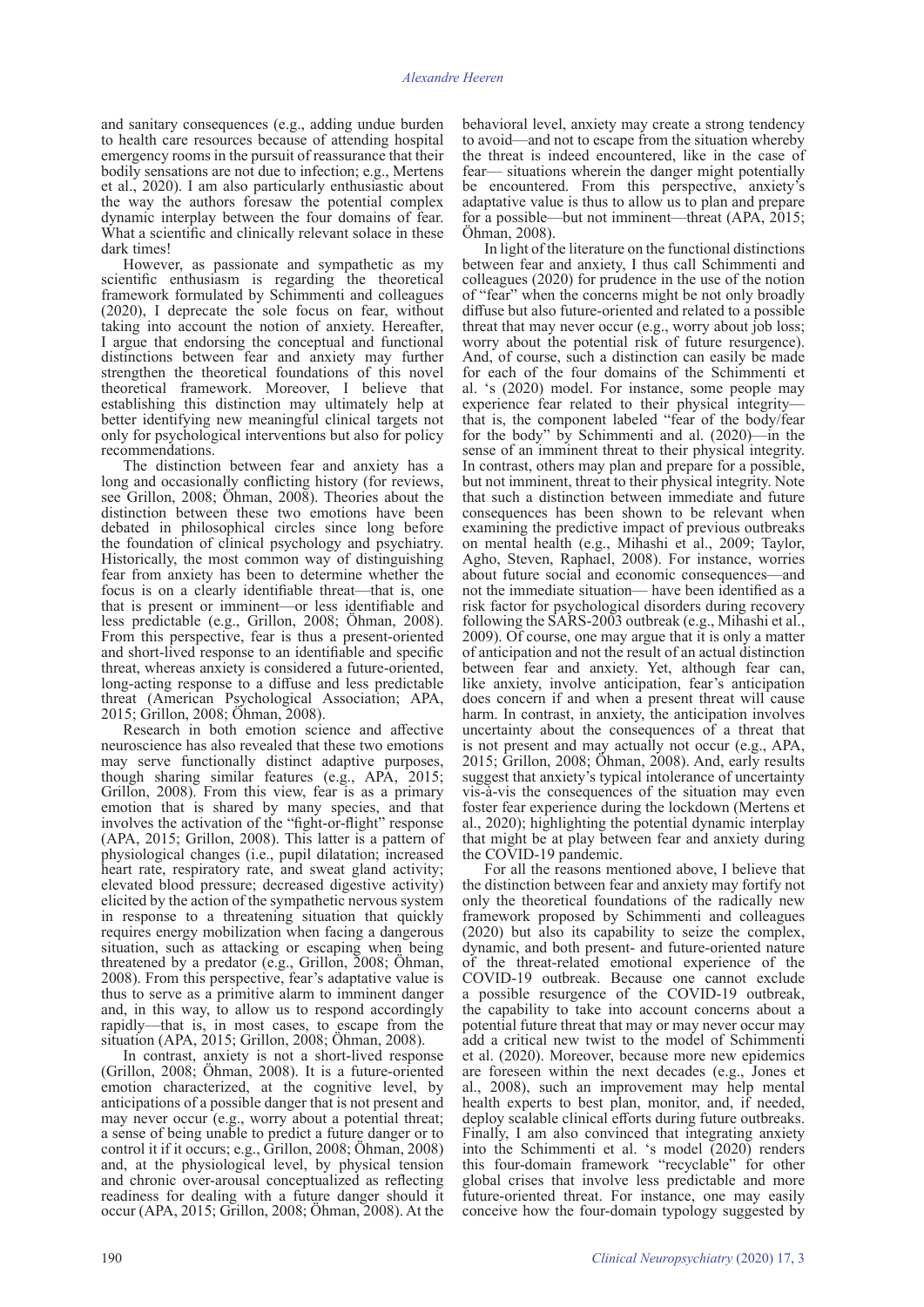and sanitary consequences (e.g., adding undue burden to health care resources because of attending hospital emergency rooms in the pursuit of reassurance that their bodily sensations are not due to infection; e.g., Mertens et al., 2020). I am also particularly enthusiastic about the way the authors foresaw the potential complex dynamic interplay between the four domains of fear. What a scientific and clinically relevant solace in these dark times!

However, as passionate and sympathetic as my scientific enthusiasm is regarding the theoretical framework formulated by Schimmenti and colleagues (2020), I deprecate the sole focus on fear, without taking into account the notion of anxiety. Hereafter, I argue that endorsing the conceptual and functional distinctions between fear and anxiety may further strengthen the theoretical foundations of this novel theoretical framework. Moreover, I believe that establishing this distinction may ultimately help at better identifying new meaningful clinical targets not only for psychological interventions but also for policy recommendations.

The distinction between fear and anxiety has a long and occasionally conflicting history (for reviews, see Grillon, 2008; Öhman, 2008). Theories about the distinction between these two emotions have been debated in philosophical circles since long before the foundation of clinical psychology and psychiatry. Historically, the most common way of distinguishing fear from anxiety has been to determine whether the focus is on a clearly identifiable threat—that is, one that is present or imminent—or less identifiable and less predictable (e.g., Grillon, 2008; Öhman, 2008). From this perspective, fear is thus a present-oriented and short-lived response to an identifiable and specific threat, whereas anxiety is considered a future-oriented, long-acting response to a diffuse and less predictable threat (American Psychological Association; APA, 2015; Grillon, 2008; Öhman, 2008).

Research in both emotion science and affective neuroscience has also revealed that these two emotions may serve functionally distinct adaptive purposes, though sharing similar features (e.g., APA, 2015; Grillon, 2008). From this view, fear is as a primary emotion that is shared by many species, and that involves the activation of the "fight-or-flight" response (APA, 2015; Grillon, 2008). This latter is a pattern of physiological changes (i.e., pupil dilatation; increased heart rate, respiratory rate, and sweat gland activity; elevated blood pressure; decreased digestive activity) elicited by the action of the sympathetic nervous system in response to a threatening situation that quickly requires energy mobilization when facing a dangerous situation, such as attacking or escaping when being threatened by a predator (e.g., Grillon, 2008; Öhman, 2008). From this perspective, fear's adaptative value is thus to serve as a primitive alarm to imminent danger and, in this way, to allow us to respond accordingly rapidly—that is, in most cases, to escape from the situation (APA, 2015; Grillon, 2008; Öhman, 2008).

In contrast, anxiety is not a short-lived response (Grillon, 2008; Öhman, 2008). It is a future-oriented emotion characterized, at the cognitive level, by anticipations of a possible danger that is not present and may never occur (e.g., worry about a potential threat; a sense of being unable to predict a future danger or to control it if it occurs; e.g., Grillon, 2008; Öhman, 2008) and, at the physiological level, by physical tension and chronic over-arousal conceptualized as reflecting readiness for dealing with a future danger should it occur (APA, 2015; Grillon, 2008; Öhman, 2008). At the behavioral level, anxiety may create a strong tendency to avoid—and not to escape from the situation whereby the threat is indeed encountered, like in the case of fear— situations wherein the danger might potentially be encountered. From this perspective, anxiety's adaptive value is thus to allow us to plan and prepare for a possible—but not imminent—threat (APA, 2015; Öhman, 2008).

In light of the literature on the functional distinctions between fear and anxiety, I thus call Schimmenti and colleagues (2020) for prudence in the use of the notion of "fear" when the concerns might be not only broadly diffuse but also future-oriented and related to a possible threat that may never occur (e.g., worry about job loss; worry about the potential risk of future resurgence). And, of course, such a distinction can easily be made for each of the four domains of the Schimmenti et al. 's (2020) model. For instance, some people may experience fear related to their physical integrity—that is, the component labeled "fear of the body/fear for the body" by Schimmenti and al. (2020)—in the sense of an imminent threat to their physical integrity. In contrast, others may plan and prepare for a possible, but not imminent, threat to their physical integrity. Note that such a distinction between immediate and future consequences has been shown to be relevant when examining the predictive impact of previous outbreaks on mental health (e.g., Mihashi et al., 2009; Taylor, Agho, Steven, Raphael, 2008). For instance, worries about future social and economic consequences—and not the immediate situation— have been identified as a risk factor for psychological disorders during recovery following the SARS-2003 outbreak (e.g., Mihashi et al., 2009). Of course, one may argue that it is only a matter of anticipation and not the result of an actual distinction between fear and anxiety. Yet, although fear can, like anxiety, involve anticipation, fear's anticipation does concern if and when a present threat will cause harm. In contrast, in anxiety, the anticipation involves uncertainty about the consequences of a threat that is not present and may actually not occur (e.g., APA, 2015; Grillon, 2008; Öhman, 2008). And, early results suggest that anxiety's typical intolerance of uncertainty vis-à-vis the consequences of the situation may even foster fear experience during the lockdown (Mertens et al., 2020); highlighting the potential dynamic interplay that might be at play between fear and anxiety during the COVID-19 pandemic.

For all the reasons mentioned above, I believe that the distinction between fear and anxiety may fortify not only the theoretical foundations of the radically new framework proposed by Schimmenti and colleagues (2020) but also its capability to seize the complex, dynamic, and both present- and future-oriented nature of the threat-related emotional experience of the COVID-19 outbreak. Because one cannot exclude a possible resurgence of the COVID-19 outbreak, the capability to take into account concerns about a potential future threat that may or may never occur may add a critical new twist to the model of Schimmenti et al. (2020). Moreover, because more new epidemics are foreseen within the next decades (e.g., Jones et al., 2008), such an improvement may help mental health experts to best plan, monitor, and, if needed, deploy scalable clinical efforts during future outbreaks. Finally, I am also convinced that integrating anxiety into the Schimmenti et al. 's model (2020) renders this four-domain framework "recyclable" for other global crises that involve less predictable and more future-oriented threat. For instance, one may easily conceive how the four-domain typology suggested by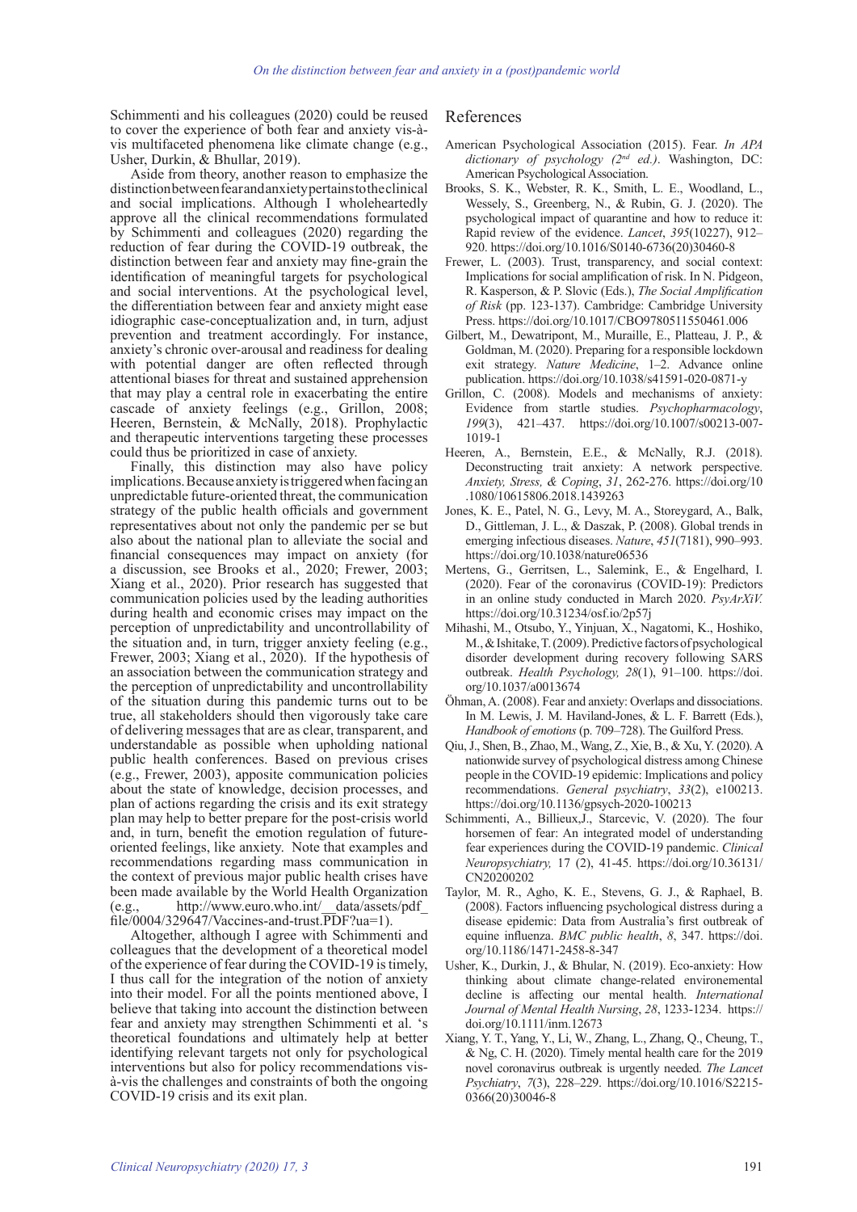Schimmenti and his colleagues (2020) could be reused to cover the experience of both fear and anxiety vis-à-vis multifaceted phenomena like climate change (e.g., Usher, Durkin, & Bhullar, 2019).

Aside from theory, another reason to emphasize the distinction between fear and anxiety pertains to the clinical and social implications. Although I wholeheartedly approve all the clinical recommendations formulated by Schimmenti and colleagues (2020) regarding the reduction of fear during the COVID-19 outbreak, the distinction between fear and anxiety may fine-grain the identification of meaningful targets for psychological and social interventions. At the psychological level, the differentiation between fear and anxiety might ease idiographic case-conceptualization and, in turn, adjust prevention and treatment accordingly. For instance, anxiety's chronic over-arousal and readiness for dealing with potential danger are often reflected through attentional biases for threat and sustained apprehension that may play a central role in exacerbating the entire cascade of anxiety feelings (e.g., Grillon, 2008; Heeren, Bernstein, & McNally, 2018). Prophylactic and therapeutic interventions targeting these processes could thus be prioritized in case of anxiety.

Finally, this distinction may also have policy implications. Because anxiety is triggered when facing an unpredictable future-oriented threat, the communication strategy of the public health officials and government representatives about not only the pandemic per se but also about the national plan to alleviate the social and financial consequences may impact on anxiety (for a discussion, see Brooks et al., 2020; Frewer, 2003; Xiang et al., 2020). Prior research has suggested that communication policies used by the leading authorities during health and economic crises may impact on the perception of unpredictability and uncontrollability of the situation and, in turn, trigger anxiety feeling (e.g., Frewer, 2003; Xiang et al., 2020). If the hypothesis of an association between the communication strategy and the perception of unpredictability and uncontrollability of the situation during this pandemic turns out to be true, all stakeholders should then vigorously take care of delivering messages that are as clear, transparent, and understandable as possible when upholding national public health conferences. Based on previous crises (e.g., Frewer, 2003), apposite communication policies about the state of knowledge, decision processes, and plan of actions regarding the crisis and its exit strategy plan may help to better prepare for the post-crisis world and, in turn, benefit the emotion regulation of future-oriented feelings, like anxiety. Note that examples and recommendations regarding mass communication in the context of previous major public health crises have been made available by the World Health Organization (e.g., http://www.euro.who.int/__data/assets/pdf_file/0004/329647/Vaccines-and-trust.PDF?ua=1).

Altogether, although I agree with Schimmenti and colleagues that the development of a theoretical model of the experience of fear during the COVID-19 is timely, I thus call for the integration of the notion of anxiety into their model. For all the points mentioned above, I believe that taking into account the distinction between fear and anxiety may strengthen Schimmenti et al. 's theoretical foundations and ultimately help at better identifying relevant targets not only for psychological interventions but also for policy recommendations vis-à-vis the challenges and constraints of both the ongoing COVID-19 crisis and its exit plan.

## References

American Psychological Association (2015). Fear. *In APA dictionary of psychology (2nd ed.)*. Washington, DC: American Psychological Association.

Brooks, S. K., Webster, R. K., Smith, L. E., Woodland, L., Wessely, S., Greenberg, N., & Rubin, G. J. (2020). The psychological impact of quarantine and how to reduce it: Rapid review of the evidence. *Lancet*, *395*(10227), 912–920. https://doi.org/10.1016/S0140-6736(20)30460-8

Frewer, L. (2003). Trust, transparency, and social context: Implications for social amplification of risk. In N. Pidgeon, R. Kasperson, & P. Slovic (Eds.), *The Social Amplification of Risk* (pp. 123-137). Cambridge: Cambridge University Press. https://doi.org/10.1017/CBO9780511550461.006

Gilbert, M., Dewatripont, M., Muraille, E., Platteau, J. P., & Goldman, M. (2020). Preparing for a responsible lockdown exit strategy. *Nature Medicine*, 1–2. Advance online publication. https://doi.org/10.1038/s41591-020-0871-y

Grillon, C. (2008). Models and mechanisms of anxiety: Evidence from startle studies. *Psychopharmacology*, *199*(3), 421–437. https://doi.org/10.1007/s00213-007-1019-1

Heeren, A., Bernstein, E.E., & McNally, R.J. (2018). Deconstructing trait anxiety: A network perspective. *Anxiety, Stress, & Coping*, *31*, 262-276. https://doi.org/10.1080/10615806.2018.1439263

Jones, K. E., Patel, N. G., Levy, M. A., Storeygard, A., Balk, D., Gittleman, J. L., & Daszak, P. (2008). Global trends in emerging infectious diseases. *Nature*, *451*(7181), 990–993. https://doi.org/10.1038/nature06536

Mertens, G., Gerritsen, L., Salemink, E., & Engelhard, I. (2020). Fear of the coronavirus (COVID-19): Predictors in an online study conducted in March 2020. *PsyArXiV.* https://doi.org/10.31234/osf.io/2p57j

Mihashi, M., Otsubo, Y., Yinjuan, X., Nagatomi, K., Hoshiko, M., & Ishitake, T. (2009). Predictive factors of psychological disorder development during recovery following SARS outbreak. *Health Psychology, 28*(1), 91–100. https://doi.org/10.1037/a0013674

Öhman, A. (2008). Fear and anxiety: Overlaps and dissociations. In M. Lewis, J. M. Haviland-Jones, & L. F. Barrett (Eds.), *Handbook of emotions* (p. 709–728). The Guilford Press.

Qiu, J., Shen, B., Zhao, M., Wang, Z., Xie, B., & Xu, Y. (2020). A nationwide survey of psychological distress among Chinese people in the COVID-19 epidemic: Implications and policy recommendations. *General psychiatry*, *33*(2), e100213. https://doi.org/10.1136/gpsych-2020-100213

Schimmenti, A., Billieux,J., Starcevic, V. (2020). The four horsemen of fear: An integrated model of understanding fear experiences during the COVID-19 pandemic. *Clinical Neuropsychiatry,* 17 (2), 41-45. https://doi.org/10.36131/CN20200202

Taylor, M. R., Agho, K. E., Stevens, G. J., & Raphael, B. (2008). Factors influencing psychological distress during a disease epidemic: Data from Australia's first outbreak of equine influenza. *BMC public health*, *8*, 347. https://doi.org/10.1186/1471-2458-8-347

Usher, K., Durkin, J., & Bhular, N. (2019). Eco-anxiety: How thinking about climate change-related environemental decline is affecting our mental health. *International Journal of Mental Health Nursing*, *28*, 1233-1234. https://doi.org/10.1111/inm.12673

Xiang, Y. T., Yang, Y., Li, W., Zhang, L., Zhang, Q., Cheung, T., & Ng, C. H. (2020). Timely mental health care for the 2019 novel coronavirus outbreak is urgently needed. *The Lancet Psychiatry*, *7*(3), 228–229. https://doi.org/10.1016/S2215-0366(20)30046-8